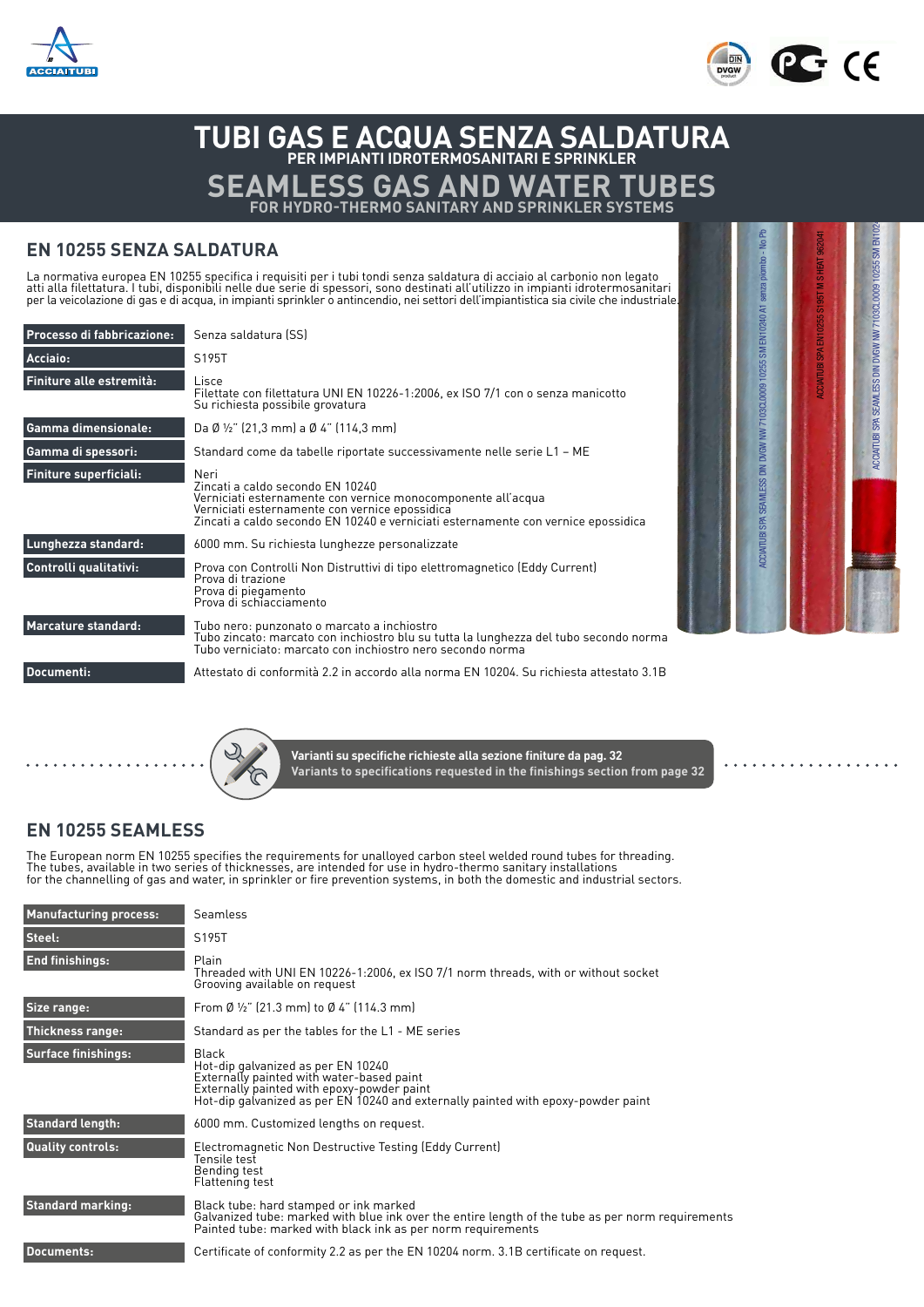# TUBI GAS E ACQUA SENZA SALDATURA
PER IMPIANTI IDROTERMOSANITARI E SPRINKLER

# SEAMLESS GAS AND WATER TUBES
FOR HYDRO-THERMO SANITARY AND SPRINKLER SYSTEMS

## EN 10255 SENZA SALDATURA

La normativa europea EN 10255 specifica i requisiti per i tubi tondi senza saldatura di acciaio al carbonio non legato atti alla filettatura. I tubi, disponibili nelle due serie di spessori, sono destinati all'utilizzo in impianti idrotermosanitari per la veicolazione di gas e di acqua, in impianti sprinkler o antincendio, nei settori dell'impiantistica sia civile che industriale.

| | |
|---|---|
| **Processo di fabbricazione:** | Senza saldatura (SS) |
| **Acciaio:** | S195T |
| **Finiture alle estremità:** | Lisce<br>Filettate con filettatura UNI EN 10226-1:2006, ex ISO 7/1 con o senza manicotto<br>Su richiesta possibile grovatura |
| **Gamma dimensionale:** | Da Ø ½" (21,3 mm) a Ø 4" (114,3 mm) |
| **Gamma di spessori:** | Standard come da tabelle riportate successivamente nelle serie L1 – ME |
| **Finiture superficiali:** | Neri<br>Zincati a caldo secondo EN 10240<br>Verniciati esternamente con vernice monocomponente all'acqua<br>Verniciati esternamente con vernice epossidica<br>Zincati a caldo secondo EN 10240 e verniciati esternamente con vernice epossidica |
| **Lunghezza standard:** | 6000 mm. Su richiesta lunghezze personalizzate |
| **Controlli qualitativi:** | Prova con Controlli Non Distruttivi di tipo elettromagnetico (Eddy Current)<br>Prova di trazione<br>Prova di piegamento<br>Prova di schiacciamento |
| **Marcature standard:** | Tubo nero: punzonato o marcato a inchiostro<br>Tubo zincato: marcato con inchiostro blu su tutta la lunghezza del tubo secondo norma<br>Tubo verniciato: marcato con inchiostro nero secondo norma |
| **Documenti:** | Attestato di conformità 2.2 in accordo alla norma EN 10204. Su richiesta attestato 3.1B |

**Varianti su specifiche richieste alla sezione finiture da pag. 32**
**Variants to specifications requested in the finishings section from page 32**

## EN 10255 SEAMLESS

The European norm EN 10255 specifies the requirements for unalloyed carbon steel welded round tubes for threading. The tubes, available in two series of thicknesses, are intended for use in hydro-thermo sanitary installations for the channelling of gas and water, in sprinkler or fire prevention systems, in both the domestic and industrial sectors.

| | |
|---|---|
| **Manufacturing process:** | Seamless |
| **Steel:** | S195T |
| **End finishings:** | Plain<br>Threaded with UNI EN 10226-1:2006, ex ISO 7/1 norm threads, with or without socket<br>Grooving available on request |
| **Size range:** | From Ø ½" (21.3 mm) to Ø 4" (114.3 mm) |
| **Thickness range:** | Standard as per the tables for the L1 - ME series |
| **Surface finishings:** | Black<br>Hot-dip galvanized as per EN 10240<br>Externally painted with water-based paint<br>Externally painted with epoxy-powder paint<br>Hot-dip galvanized as per EN 10240 and externally painted with epoxy-powder paint |
| **Standard length:** | 6000 mm. Customized lengths on request. |
| **Quality controls:** | Electromagnetic Non Destructive Testing (Eddy Current)<br>Tensile test<br>Bending test<br>Flattening test |
| **Standard marking:** | Black tube: hard stamped or ink marked<br>Galvanized tube: marked with blue ink over the entire length of the tube as per norm requirements<br>Painted tube: marked with black ink as per norm requirements |
| **Documents:** | Certificate of conformity 2.2 as per the EN 10204 norm. 3.1B certificate on request. |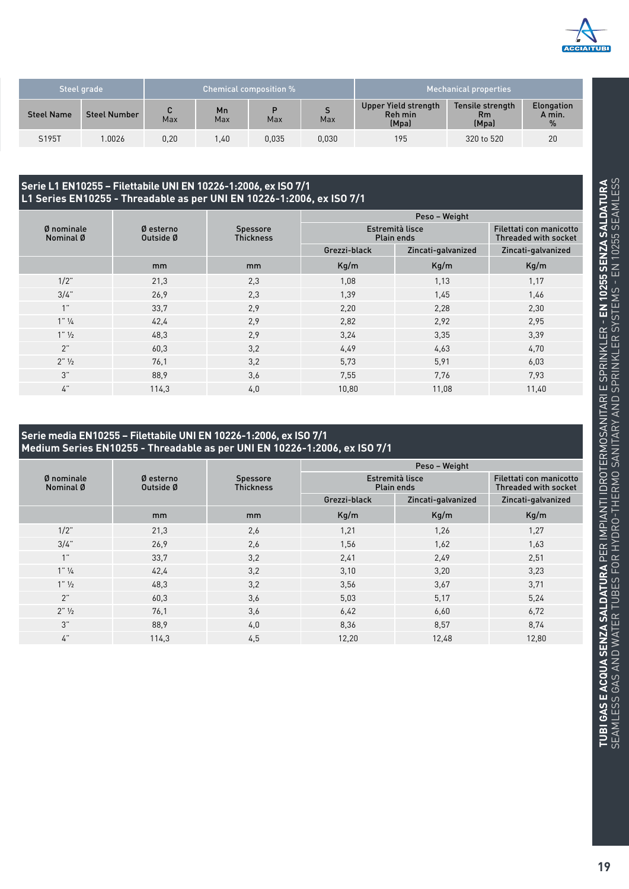| Steel grade | | Chemical composition % | | | | Mechanical properties | | |
|---|---|---|---|---|---|---|---|---|
| Steel Name | Steel Number | C Max | Mn Max | P Max | S Max | Upper Yield strength Reh min (Mpa) | Tensile strength Rm (Mpa) | Elongation A min. % |
| S195T | 1.0026 | 0,20 | 1,40 | 0,035 | 0,030 | 195 | 320 to 520 | 20 |

## Serie L1 EN10255 – Filettabile UNI EN 10226-1:2006, ex ISO 7/1
## L1 Series EN10255 - Threadable as per UNI EN 10226-1:2006, ex ISO 7/1

| Ø nominale Nominal Ø | Ø esterno Outside Ø | Spessore Thickness | Peso – Weight | | |
|---|---|---|---|---|---|
| | | | Estremità lisce Plain ends | | Filettati con manicotto Threaded with socket |
| | | | Grezzi-black | Zincati-galvanized | Zincati-galvanized |
| | mm | mm | Kg/m | Kg/m | Kg/m |
| 1/2" | 21,3 | 2,3 | 1,08 | 1,13 | 1,17 |
| 3/4" | 26,9 | 2,3 | 1,39 | 1,45 | 1,46 |
| 1" | 33,7 | 2,9 | 2,20 | 2,28 | 2,30 |
| 1" ¼ | 42,4 | 2,9 | 2,82 | 2,92 | 2,95 |
| 1" ½ | 48,3 | 2,9 | 3,24 | 3,35 | 3,39 |
| 2" | 60,3 | 3,2 | 4,49 | 4,63 | 4,70 |
| 2" ½ | 76,1 | 3,2 | 5,73 | 5,91 | 6,03 |
| 3" | 88,9 | 3,6 | 7,55 | 7,76 | 7,93 |
| 4" | 114,3 | 4,0 | 10,80 | 11,08 | 11,40 |

## Serie media EN10255 – Filettabile UNI EN 10226-1:2006, ex ISO 7/1
## Medium Series EN10255 - Threadable as per UNI EN 10226-1:2006, ex ISO 7/1

| Ø nominale Nominal Ø | Ø esterno Outside Ø | Spessore Thickness | Peso – Weight | | |
|---|---|---|---|---|---|
| | | | Estremità lisce Plain ends | | Filettati con manicotto Threaded with socket |
| | | | Grezzi-black | Zincati-galvanized | Zincati-galvanized |
| | mm | mm | Kg/m | Kg/m | Kg/m |
| 1/2" | 21,3 | 2,6 | 1,21 | 1,26 | 1,27 |
| 3/4" | 26,9 | 2,6 | 1,56 | 1,62 | 1,63 |
| 1" | 33,7 | 3,2 | 2,41 | 2,49 | 2,51 |
| 1" ¼ | 42,4 | 3,2 | 3,10 | 3,20 | 3,23 |
| 1" ½ | 48,3 | 3,2 | 3,56 | 3,67 | 3,71 |
| 2" | 60,3 | 3,6 | 5,03 | 5,17 | 5,24 |
| 2" ½ | 76,1 | 3,6 | 6,42 | 6,60 | 6,72 |
| 3" | 88,9 | 4,0 | 8,36 | 8,57 | 8,74 |
| 4" | 114,3 | 4,5 | 12,20 | 12,48 | 12,80 |